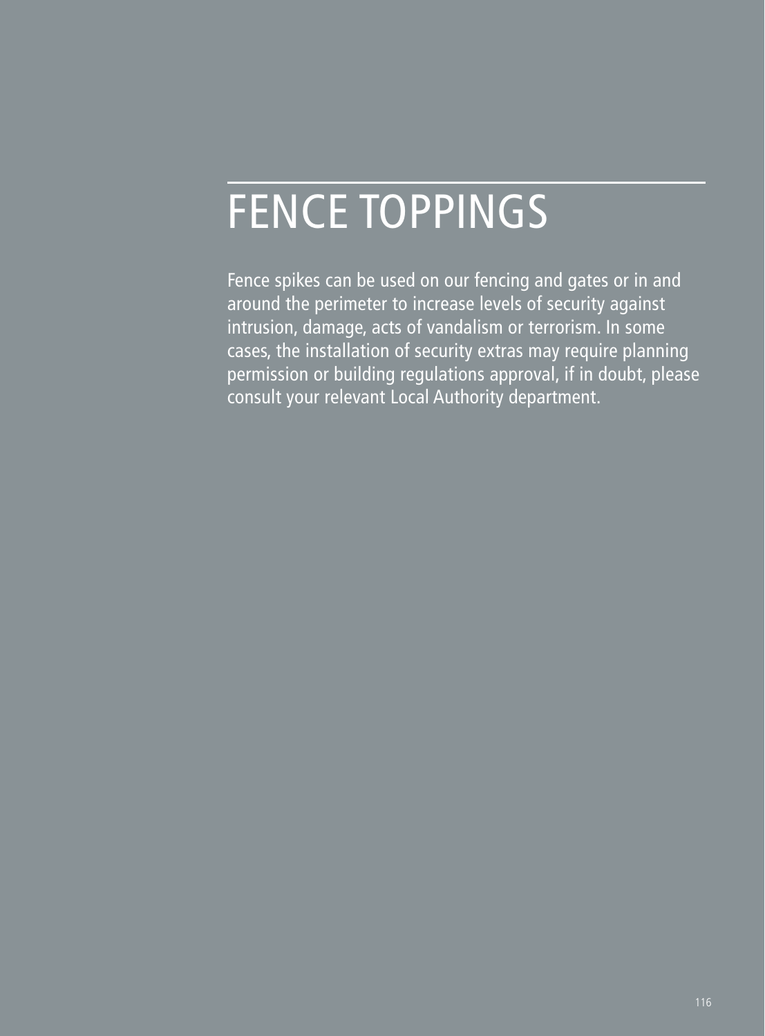# FENCE TOPPINGS

Fence spikes can be used on our fencing and gates or in and around the perimeter to increase levels of security against intrusion, damage, acts of vandalism or terrorism. In some cases, the installation of security extras may require planning permission or building regulations approval, if in doubt, please consult your relevant Local Authority department.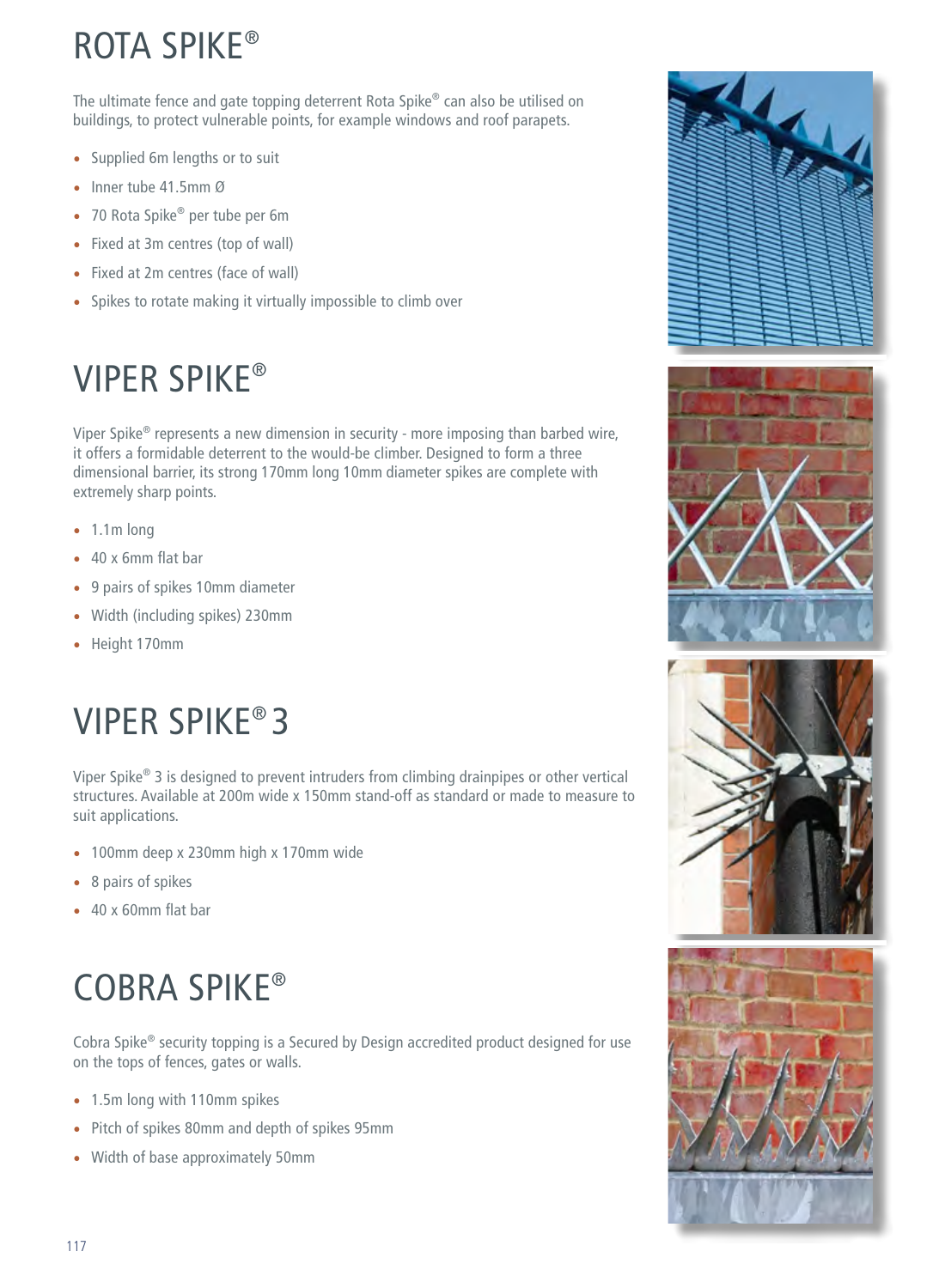# ROTA SPIKE®

The ultimate fence and gate topping deterrent Rota Spike® can also be utilised on buildings, to protect vulnerable points, for example windows and roof parapets.

- Supplied 6m lengths or to suit
- Inner tube 41.5mm Ø
- 70 Rota Spike® per tube per 6m
- Fixed at 3m centres (top of wall)
- Fixed at 2m centres (face of wall)
- Spikes to rotate making it virtually impossible to climb over

# VIPER SPIKE®

Viper Spike® represents a new dimension in security - more imposing than barbed wire, it offers a formidable deterrent to the would-be climber. Designed to form a three dimensional barrier, its strong 170mm long 10mm diameter spikes are complete with extremely sharp points.

- 1.1m long
- 40 x 6mm flat bar
- 9 pairs of spikes 10mm diameter
- Width (including spikes) 230mm
- Height 170mm

# VIPER SPIKE® 3

Viper Spike® 3 is designed to prevent intruders from climbing drainpipes or other vertical structures. Available at 200m wide x 150mm stand-off as standard or made to measure to suit applications.

- 100mm deep x 230mm high x 170mm wide
- 8 pairs of spikes
- 40 x 60mm flat bar

# COBRA SPIKE®

Cobra Spike® security topping is a Secured by Design accredited product designed for use on the tops of fences, gates or walls.

- 1.5m long with 110mm spikes
- Pitch of spikes 80mm and depth of spikes 95mm
- Width of base approximately 50mm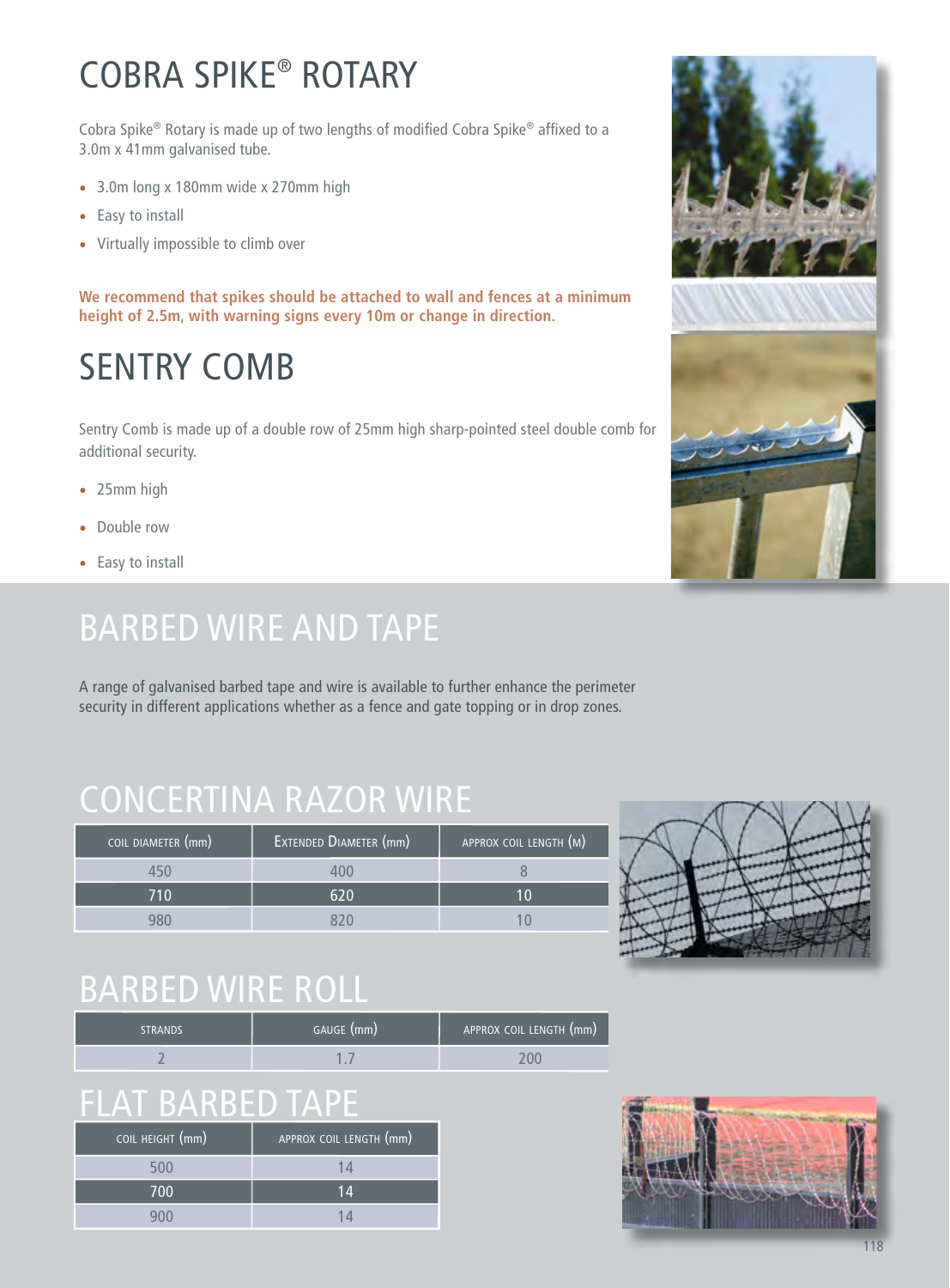# COBRA SPIKE® ROTARY

Cobra Spike® Rotary is made up of two lengths of modified Cobra Spike® affixed to a 3.0m x 41mm galvanised tube.

- 3.0m long x 180mm wide x 270mm high
- Easy to install
- Virtually impossible to climb over

**We recommend that spikes should be attached to wall and fences at a minimum height of 2.5m, with warning signs every 10m or change in direction.**

# SENTRY COMB

Sentry Comb is made up of a double row of 25mm high sharp-pointed steel double comb for additional security.

- 25mm high
- Double row
- Easy to install

# BARBED WIRE AND TAPE

A range of galvanised barbed tape and wire is available to further enhance the perimeter security in different applications whether as a fence and gate topping or in drop zones.

## CONCERTINA RAZOR WIRE

| COIL DIAMETER (mm) | EXTENDED DIAMETER (mm) | APPROX COIL LENGTH (M) |
|---|---|---|
| 450 | 400 | 8 |
| 710 | 620 | 10 |
| 980 | 820 | 10 |

## BARBED WIRE ROLL

| STRANDS | GAUGE (mm) | APPROX COIL LENGTH (mm) |
|---|---|---|
| 2 | 1.7 | 200 |

## FLAT BARBED TAPE

| COIL HEIGHT (mm) | APPROX COIL LENGTH (mm) |
|---|---|
| 500 | 14 |
| 700 | 14 |
| 900 | 14 |